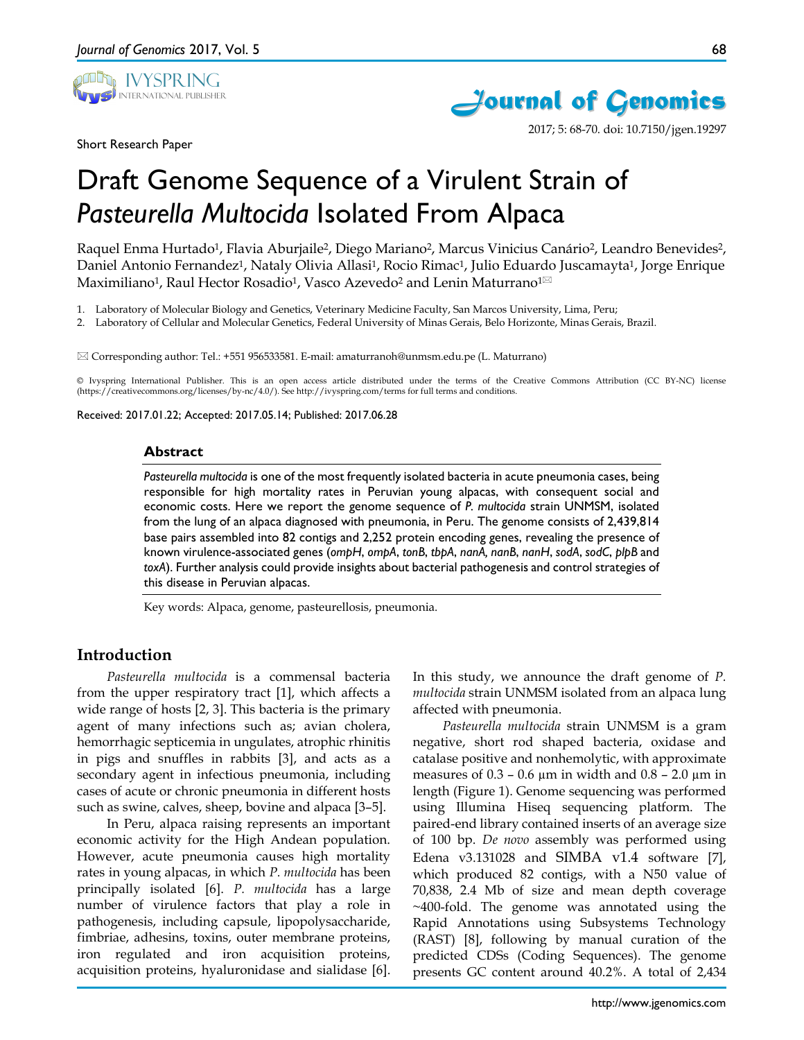Short Research Paper

# Draft Genome Sequence of a Virulent Strain of *Pasteurella Multocida* Isolated From Alpaca

Raquel Enma Hurtado[1], Flavia Aburjaile[2], Diego Mariano[2], Marcus Vinicius Canário[2], Leandro Benevides[2], Daniel Antonio Fernandez[1], Nataly Olivia Allasi[1], Rocio Rimac[1], Julio Eduardo Juscamayta[1], Jorge Enrique Maximiliano[1], Raul Hector Rosadio[1], Vasco Azevedo[2] and Lenin Maturrano[1]✉

1. Laboratory of Molecular Biology and Genetics, Veterinary Medicine Faculty, San Marcos University, Lima, Peru;
2. Laboratory of Cellular and Molecular Genetics, Federal University of Minas Gerais, Belo Horizonte, Minas Gerais, Brazil.

✉ Corresponding author: Tel.: +551 956533581. E-mail: amaturranoh@unmsm.edu.pe (L. Maturrano)

© Ivyspring International Publisher. This is an open access article distributed under the terms of the Creative Commons Attribution (CC BY-NC) license (https://creativecommons.org/licenses/by-nc/4.0/). See http://ivyspring.com/terms for full terms and conditions.

Received: 2017.01.22; Accepted: 2017.05.14; Published: 2017.06.28

## Abstract

*Pasteurella multocida* is one of the most frequently isolated bacteria in acute pneumonia cases, being responsible for high mortality rates in Peruvian young alpacas, with consequent social and economic costs. Here we report the genome sequence of *P. multocida* strain UNMSM, isolated from the lung of an alpaca diagnosed with pneumonia, in Peru. The genome consists of 2,439,814 base pairs assembled into 82 contigs and 2,252 protein encoding genes, revealing the presence of known virulence-associated genes (*ompH*, *ompA*, *tonB*, *tbpA*, *nanA*, *nanB*, *nanH*, *sodA*, *sodC*, *plpB* and *toxA*). Further analysis could provide insights about bacterial pathogenesis and control strategies of this disease in Peruvian alpacas.

Key words: Alpaca, genome, pasteurellosis, pneumonia.

## Introduction

*Pasteurella multocida* is a commensal bacteria from the upper respiratory tract [1], which affects a wide range of hosts [2, 3]. This bacteria is the primary agent of many infections such as; avian cholera, hemorrhagic septicemia in ungulates, atrophic rhinitis in pigs and snuffles in rabbits [3], and acts as a secondary agent in infectious pneumonia, including cases of acute or chronic pneumonia in different hosts such as swine, calves, sheep, bovine and alpaca [3–5].

In Peru, alpaca raising represents an important economic activity for the High Andean population. However, acute pneumonia causes high mortality rates in young alpacas, in which *P. multocida* has been principally isolated [6]. *P. multocida* has a large number of virulence factors that play a role in pathogenesis, including capsule, lipopolysaccharide, fimbriae, adhesins, toxins, outer membrane proteins, iron regulated and iron acquisition proteins, acquisition proteins, hyaluronidase and sialidase [6]. In this study, we announce the draft genome of *P. multocida* strain UNMSM isolated from an alpaca lung affected with pneumonia.

*Pasteurella multocida* strain UNMSM is a gram negative, short rod shaped bacteria, oxidase and catalase positive and nonhemolytic, with approximate measures of 0.3 – 0.6 µm in width and 0.8 – 2.0 µm in length (Figure 1). Genome sequencing was performed using Illumina Hiseq sequencing platform. The paired-end library contained inserts of an average size of 100 bp. *De novo* assembly was performed using Edena v3.131028 and SIMBA v1.4 software [7], which produced 82 contigs, with a N50 value of 70,838, 2.4 Mb of size and mean depth coverage ~400-fold. The genome was annotated using the Rapid Annotations using Subsystems Technology (RAST) [8], following by manual curation of the predicted CDSs (Coding Sequences). The genome presents GC content around 40.2%. A total of 2,434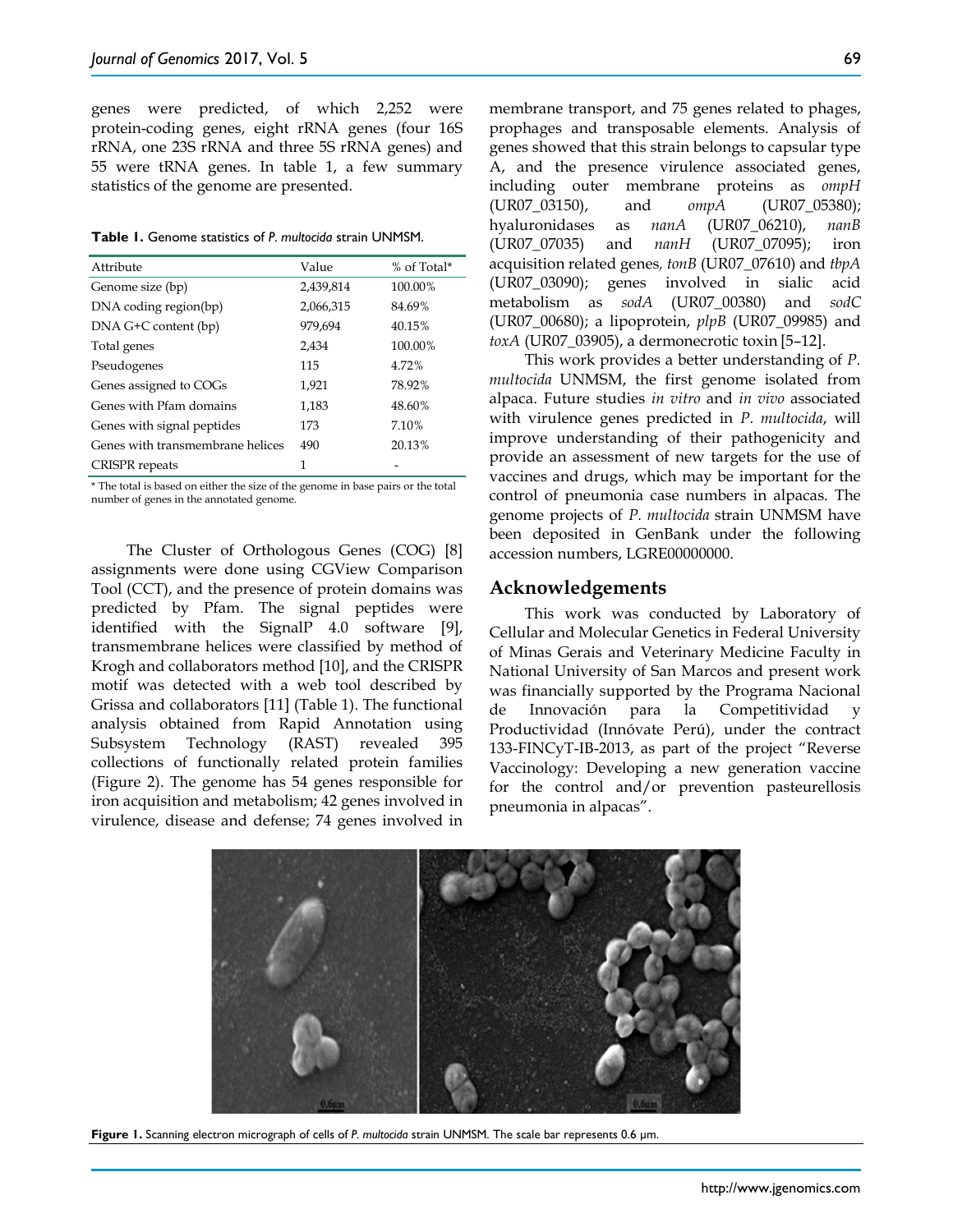genes were predicted, of which 2,252 were protein-coding genes, eight rRNA genes (four 16S rRNA, one 23S rRNA and three 5S rRNA genes) and 55 were tRNA genes. In table 1, a few summary statistics of the genome are presented.

**Table 1.** Genome statistics of *P. multocida* strain UNMSM.

| Attribute | Value | % of Total* |
|---|---|---|
| Genome size (bp) | 2,439,814 | 100.00% |
| DNA coding region(bp) | 2,066,315 | 84.69% |
| DNA G+C content (bp) | 979,694 | 40.15% |
| Total genes | 2,434 | 100.00% |
| Pseudogenes | 115 | 4.72% |
| Genes assigned to COGs | 1,921 | 78.92% |
| Genes with Pfam domains | 1,183 | 48.60% |
| Genes with signal peptides | 173 | 7.10% |
| Genes with transmembrane helices | 490 | 20.13% |
| CRISPR repeats | 1 | - |

\* The total is based on either the size of the genome in base pairs or the total number of genes in the annotated genome.

The Cluster of Orthologous Genes (COG) [8] assignments were done using CGView Comparison Tool (CCT), and the presence of protein domains was predicted by Pfam. The signal peptides were identified with the SignalP 4.0 software [9], transmembrane helices were classified by method of Krogh and collaborators method [10], and the CRISPR motif was detected with a web tool described by Grissa and collaborators [11] (Table 1). The functional analysis obtained from Rapid Annotation using Subsystem Technology (RAST) revealed 395 collections of functionally related protein families (Figure 2). The genome has 54 genes responsible for iron acquisition and metabolism; 42 genes involved in virulence, disease and defense; 74 genes involved in membrane transport, and 75 genes related to phages, prophages and transposable elements. Analysis of genes showed that this strain belongs to capsular type A, and the presence virulence associated genes, including outer membrane proteins as *ompH* (UR07_03150), and *ompA* (UR07_05380); hyaluronidases as *nanA* (UR07_06210), *nanB* (UR07_07035) and *nanH* (UR07_07095); iron acquisition related genes, *tonB* (UR07_07610) and *tbpA* (UR07_03090); genes involved in sialic acid metabolism as *sodA* (UR07_00380) and *sodC* (UR07_00680); a lipoprotein, *plpB* (UR07_09985) and *toxA* (UR07_03905), a dermonecrotic toxin [5–12].

This work provides a better understanding of *P. multocida* UNMSM, the first genome isolated from alpaca. Future studies *in vitro* and *in vivo* associated with virulence genes predicted in *P. multocida*, will improve understanding of their pathogenicity and provide an assessment of new targets for the use of vaccines and drugs, which may be important for the control of pneumonia case numbers in alpacas. The genome projects of *P. multocida* strain UNMSM have been deposited in GenBank under the following accession numbers, LGRE00000000.

## Acknowledgements

This work was conducted by Laboratory of Cellular and Molecular Genetics in Federal University of Minas Gerais and Veterinary Medicine Faculty in National University of San Marcos and present work was financially supported by the Programa Nacional de Innovación para la Competitividad y Productividad (Innóvate Perú), under the contract 133-FINCyT-IB-2013, as part of the project "Reverse Vaccinology: Developing a new generation vaccine for the control and/or prevention pasteurellosis pneumonia in alpacas".

**Figure 1.** Scanning electron micrograph of cells of *P. multocida* strain UNMSM. The scale bar represents 0.6 µm.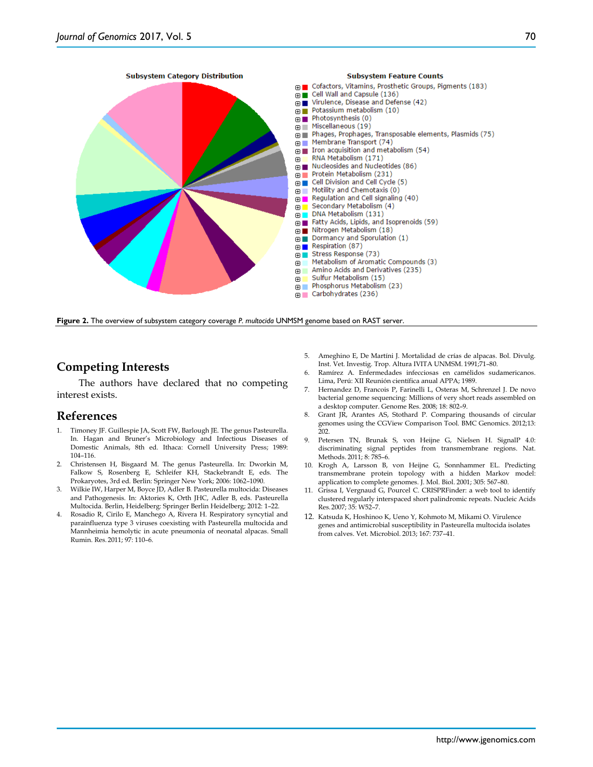Subsystem Category Distribution

Subsystem Feature Counts

Cofactors, Vitamins, Prosthetic Groups, Pigments (183)
Cell Wall and Capsule (136)
Virulence, Disease and Defense (42)
Potassium metabolism (10)
Photosynthesis (0)
Miscellaneous (19)
Phages, Prophages, Transposable elements, Plasmids (75)
Membrane Transport (74)
Iron acquisition and metabolism (54)
RNA Metabolism (171)
Nucleosides and Nucleotides (86)
Protein Metabolism (231)
Cell Division and Cell Cycle (5)
Motility and Chemotaxis (0)
Regulation and Cell signaling (40)
Secondary Metabolism (4)
DNA Metabolism (131)
Fatty Acids, Lipids, and Isoprenoids (59)
Nitrogen Metabolism (18)
Dormancy and Sporulation (1)
Respiration (87)
Stress Response (73)
Metabolism of Aromatic Compounds (3)
Amino Acids and Derivatives (235)
Sulfur Metabolism (15)
Phosphorus Metabolism (23)
Carbohydrates (236)

**Figure 2.** The overview of subsystem category coverage *P. multocida* UNMSM genome based on RAST server.

## Competing Interests

The authors have declared that no competing interest exists.

## References

1. Timoney JF. Guillespie JA, Scott FW, Barlough JE. The genus Pasteurella. In. Hagan and Bruner's Microbiology and Infectious Diseases of Domestic Animals, 8th ed. Ithaca: Cornell University Press; 1989: 104–116.
2. Christensen H, Bisgaard M. The genus Pasteurella. In: Dworkin M, Falkow S, Rosenberg E, Schleifer KH, Stackebrandt E, eds. The Prokaryotes, 3rd ed. Berlin: Springer New York; 2006: 1062–1090.
3. Wilkie IW, Harper M, Boyce JD, Adler B. Pasteurella multocida: Diseases and Pathogenesis. In: Aktories K, Orth JHC, Adler B, eds. Pasteurella Multocida. Berlin, Heidelberg: Springer Berlin Heidelberg; 2012: 1–22.
4. Rosadio R, Cirilo E, Manchego A, Rivera H. Respiratory syncytial and parainfluenza type 3 viruses coexisting with Pasteurella multocida and Mannheimia hemolytic in acute pneumonia of neonatal alpacas. Small Rumin. Res. 2011; 97: 110–6.
5. Ameghino E, De Martíni J. Mortalidad de crías de alpacas. Bol. Divulg. Inst. Vet. Investig. Trop. Altura IVITA UNMSM. 1991;71–80.
6. Ramírez A. Enfermedades infecciosas en camélidos sudamericanos. Lima, Perú: XII Reunión científica anual APPA; 1989.
7. Hernandez D, Francois P, Farinelli L, Osteras M, Schrenzel J. De novo bacterial genome sequencing: Millions of very short reads assembled on a desktop computer. Genome Res. 2008; 18: 802–9.
8. Grant JR, Arantes AS, Stothard P. Comparing thousands of circular genomes using the CGView Comparison Tool. BMC Genomics. 2012;13: 202.
9. Petersen TN, Brunak S, von Heijne G, Nielsen H. SignalP 4.0: discriminating signal peptides from transmembrane regions. Nat. Methods. 2011; 8: 785–6.
10. Krogh A, Larsson B, von Heijne G, Sonnhammer EL. Predicting transmembrane protein topology with a hidden Markov model: application to complete genomes. J. Mol. Biol. 2001; 305: 567–80.
11. Grissa I, Vergnaud G, Pourcel C. CRISPRFinder: a web tool to identify clustered regularly interspaced short palindromic repeats. Nucleic Acids Res. 2007; 35: W52–7.
12. Katsuda K, Hoshinoo K, Ueno Y, Kohmoto M, Mikami O. Virulence genes and antimicrobial susceptibility in Pasteurella multocida isolates from calves. Vet. Microbiol. 2013; 167: 737–41.